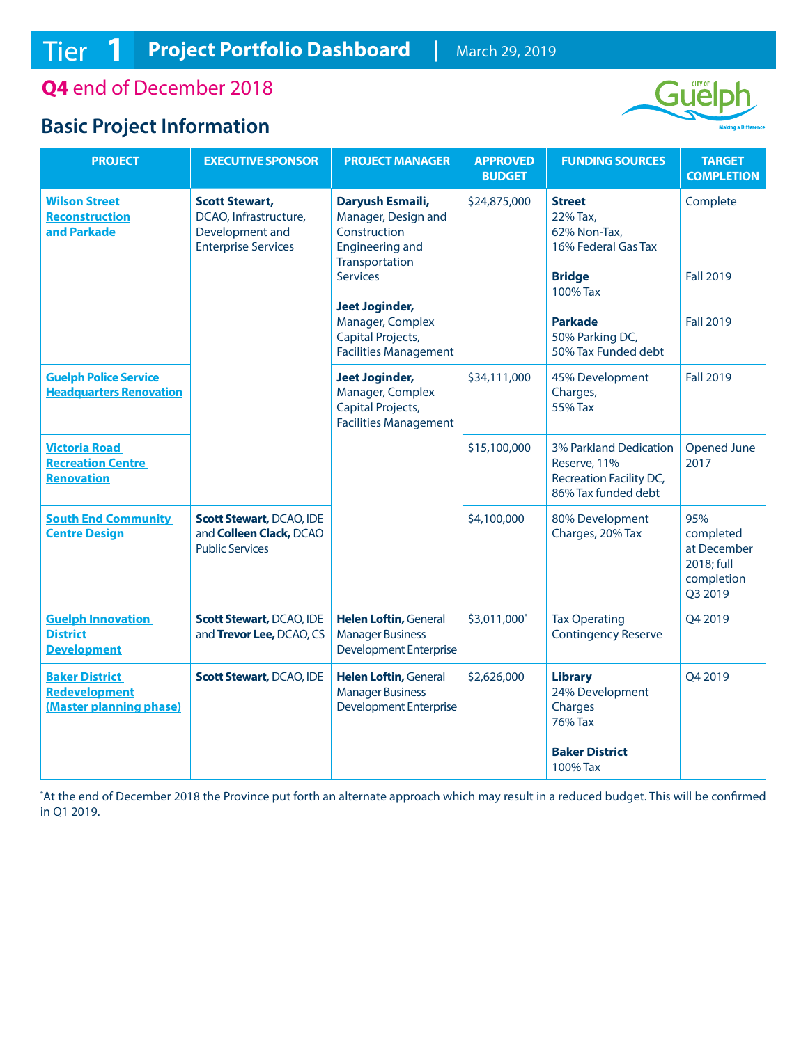# Tier 1 Project Portfolio Dashboard | March 29, 2019

## Q4 end of December 2018

## Basic Project Information

| PROJECT | EXECUTIVE SPONSOR | PROJECT MANAGER | APPROVED BUDGET | FUNDING SOURCES | TARGET COMPLETION |
|---|---|---|---|---|---|
| Wilson Street Reconstruction and Parkade | **Scott Stewart,** DCAO, Infrastructure, Development and Enterprise Services | **Daryush Esmaili,** Manager, Design and Construction Engineering and Transportation Services<br><br>**Jeet Joginder,** Manager, Complex Capital Projects, Facilities Management | $24,875,000 | **Street** 22% Tax, 62% Non-Tax, 16% Federal Gas Tax<br><br>**Bridge** 100% Tax<br><br>**Parkade** 50% Parking DC, 50% Tax Funded debt | Complete<br><br>Fall 2019<br><br>Fall 2019 |
| Guelph Police Service Headquarters Renovation | | **Jeet Joginder,** Manager, Complex Capital Projects, Facilities Management | $34,111,000 | 45% Development Charges, 55% Tax | Fall 2019 |
| Victoria Road Recreation Centre Renovation | | | $15,100,000 | 3% Parkland Dedication Reserve, 11% Recreation Facility DC, 86% Tax funded debt | Opened June 2017 |
| South End Community Centre Design | **Scott Stewart,** DCAO, IDE and **Colleen Clack,** DCAO Public Services | | $4,100,000 | 80% Development Charges, 20% Tax | 95% completed at December 2018; full completion Q3 2019 |
| Guelph Innovation District Development | **Scott Stewart,** DCAO, IDE and **Trevor Lee,** DCAO, CS | **Helen Loftin,** General Manager Business Development Enterprise | $3,011,000* | Tax Operating Contingency Reserve | Q4 2019 |
| Baker District Redevelopment (Master planning phase) | **Scott Stewart,** DCAO, IDE | **Helen Loftin,** General Manager Business Development Enterprise | $2,626,000 | **Library** 24% Development Charges 76% Tax<br><br>**Baker District** 100% Tax | Q4 2019 |

*At the end of December 2018 the Province put forth an alternate approach which may result in a reduced budget. This will be confirmed in Q1 2019.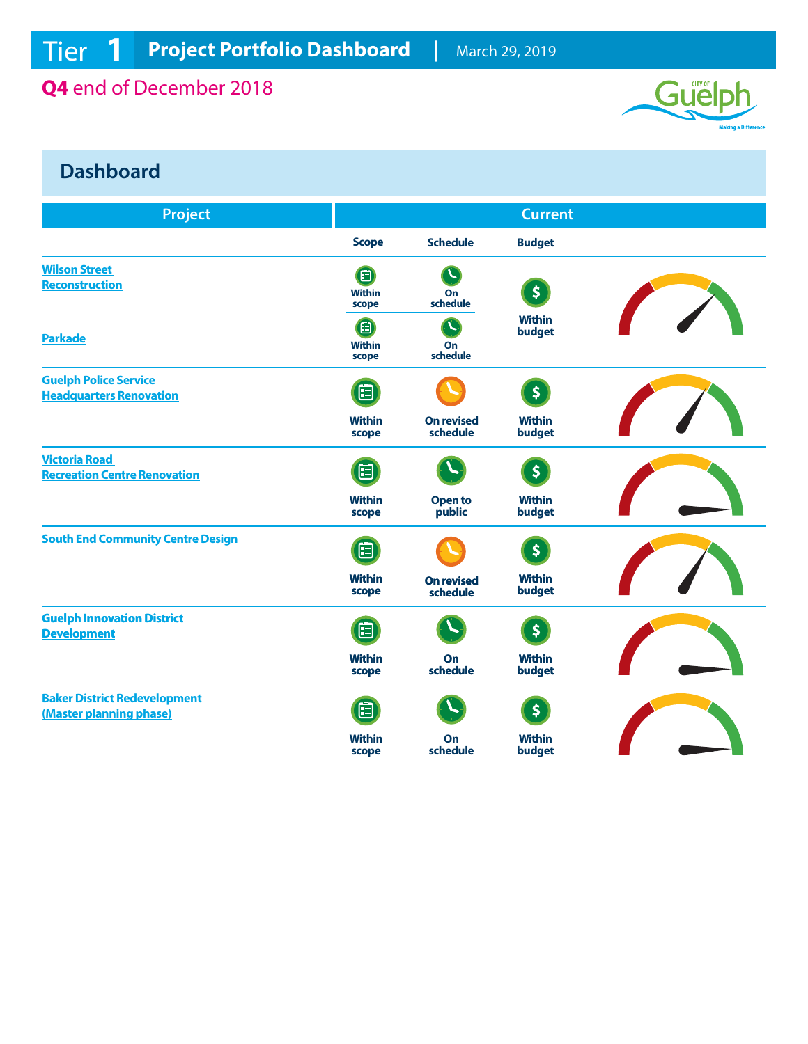# Tier 1 Project Portfolio Dashboard | March 29, 2019

**Q4** end of December 2018

## Dashboard

| Project | Current | | |
|---|---|---|---|
| | Scope | Schedule | Budget |
| Wilson Street Reconstruction | Within scope | On schedule | Within budget |
| Parkade | Within scope | On schedule | |
| Guelph Police Service Headquarters Renovation | Within scope | On revised schedule | Within budget |
| Victoria Road Recreation Centre Renovation | Within scope | Open to public | Within budget |
| South End Community Centre Design | Within scope | On revised schedule | Within budget |
| Guelph Innovation District Development | Within scope | On schedule | Within budget |
| Baker District Redevelopment (Master planning phase) | Within scope | On schedule | Within budget |